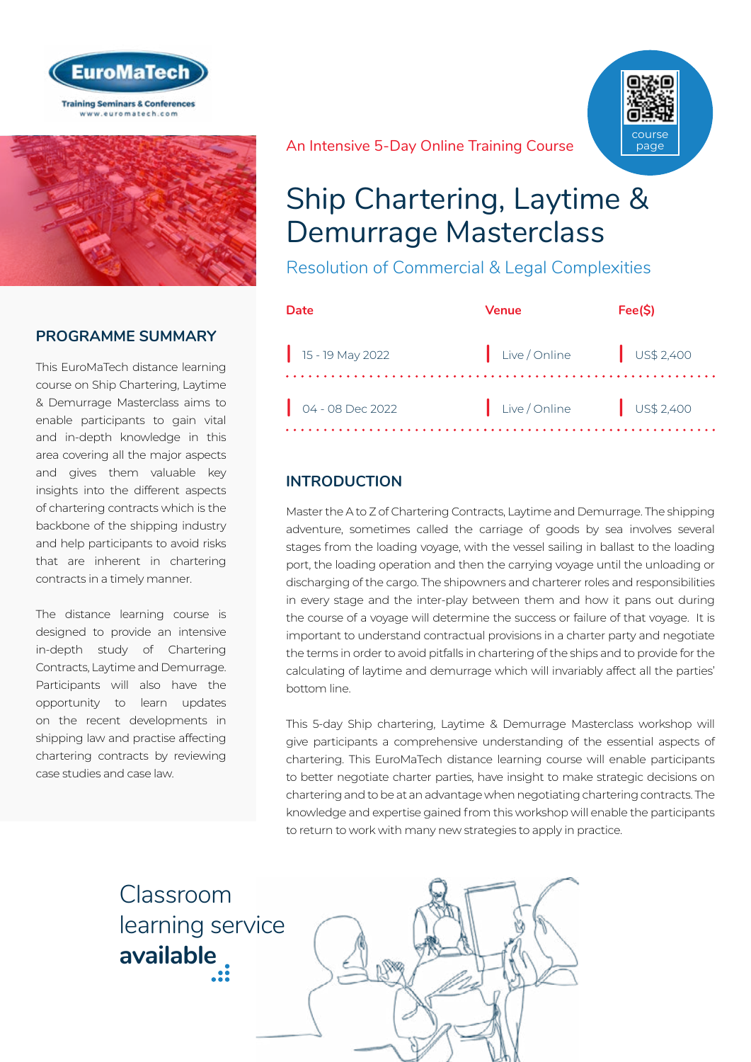EuroMaTech

Training Seminars & Conferences
www.euromatech.com

An Intensive 5-Day Online Training Course

course page

# Ship Chartering, Laytime & Demurrage Masterclass

## Resolution of Commercial & Legal Complexities

| Date | Venue | Fee($) |
|---|---|---|
| 15 - 19 May 2022 | Live / Online | US$ 2,400 |
| 04 - 08 Dec 2022 | Live / Online | US$ 2,400 |

## PROGRAMME SUMMARY

This EuroMaTech distance learning course on Ship Chartering, Laytime & Demurrage Masterclass aims to enable participants to gain vital and in-depth knowledge in this area covering all the major aspects and gives them valuable key insights into the different aspects of chartering contracts which is the backbone of the shipping industry and help participants to avoid risks that are inherent in chartering contracts in a timely manner.

The distance learning course is designed to provide an intensive in-depth study of Chartering Contracts, Laytime and Demurrage. Participants will also have the opportunity to learn updates on the recent developments in shipping law and practise affecting chartering contracts by reviewing case studies and case law.

## INTRODUCTION

Master the A to Z of Chartering Contracts, Laytime and Demurrage. The shipping adventure, sometimes called the carriage of goods by sea involves several stages from the loading voyage, with the vessel sailing in ballast to the loading port, the loading operation and then the carrying voyage until the unloading or discharging of the cargo. The shipowners and charterer roles and responsibilities in every stage and the inter-play between them and how it pans out during the course of a voyage will determine the success or failure of that voyage. It is important to understand contractual provisions in a charter party and negotiate the terms in order to avoid pitfalls in chartering of the ships and to provide for the calculating of laytime and demurrage which will invariably affect all the parties' bottom line.

This 5-day Ship chartering, Laytime & Demurrage Masterclass workshop will give participants a comprehensive understanding of the essential aspects of chartering. This EuroMaTech distance learning course will enable participants to better negotiate charter parties, have insight to make strategic decisions on chartering and to be at an advantage when negotiating chartering contracts. The knowledge and expertise gained from this workshop will enable the participants to return to work with many new strategies to apply in practice.

Classroom learning service **available**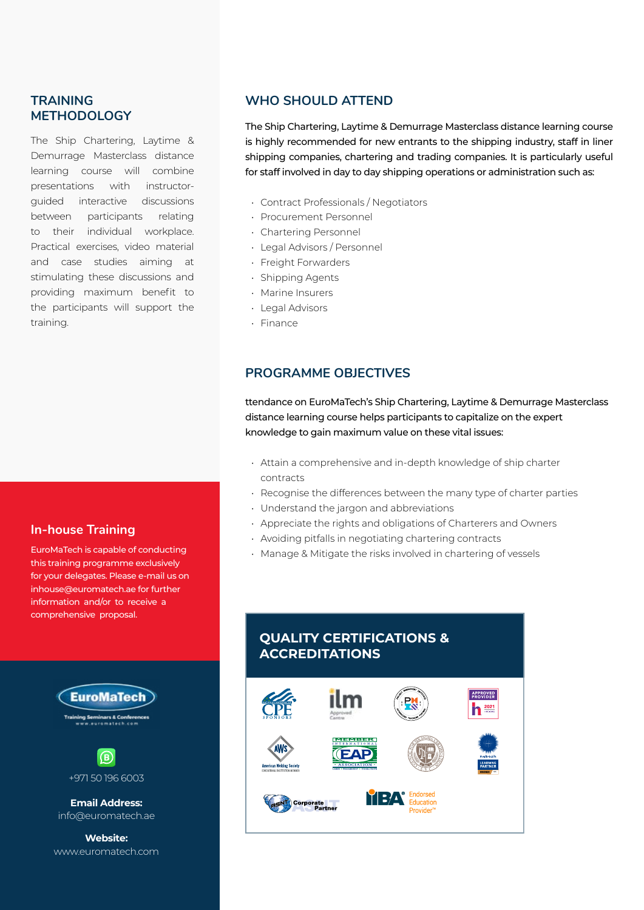## TRAINING METHODOLOGY

The Ship Chartering, Laytime & Demurrage Masterclass distance learning course will combine presentations with instructor-guided interactive discussions between participants relating to their individual workplace. Practical exercises, video material and case studies aiming at stimulating these discussions and providing maximum benefit to the participants will support the training.

## WHO SHOULD ATTEND

The Ship Chartering, Laytime & Demurrage Masterclass distance learning course is highly recommended for new entrants to the shipping industry, staff in liner shipping companies, chartering and trading companies. It is particularly useful for staff involved in day to day shipping operations or administration such as:

- Contract Professionals / Negotiators
- Procurement Personnel
- Chartering Personnel
- Legal Advisors / Personnel
- Freight Forwarders
- Shipping Agents
- Marine Insurers
- Legal Advisors
- Finance

## PROGRAMME OBJECTIVES

ttendance on EuroMaTech's Ship Chartering, Laytime & Demurrage Masterclass distance learning course helps participants to capitalize on the expert knowledge to gain maximum value on these vital issues:

- Attain a comprehensive and in-depth knowledge of ship charter contracts
- Recognise the differences between the many type of charter parties
- Understand the jargon and abbreviations
- Appreciate the rights and obligations of Charterers and Owners
- Avoiding pitfalls in negotiating chartering contracts
- Manage & Mitigate the risks involved in chartering of vessels

## In-house Training

EuroMaTech is capable of conducting this training programme exclusively for your delegates. Please e-mail us on inhouse@euromatech.ae for further information and/or to receive a comprehensive proposal.

## QUALITY CERTIFICATIONS & ACCREDITATIONS

EuroMaTech
Training Seminars & Conferences
www.euromatech.com

+971 50 196 6003

**Email Address:**
info@euromatech.ae

**Website:**
www.euromatech.com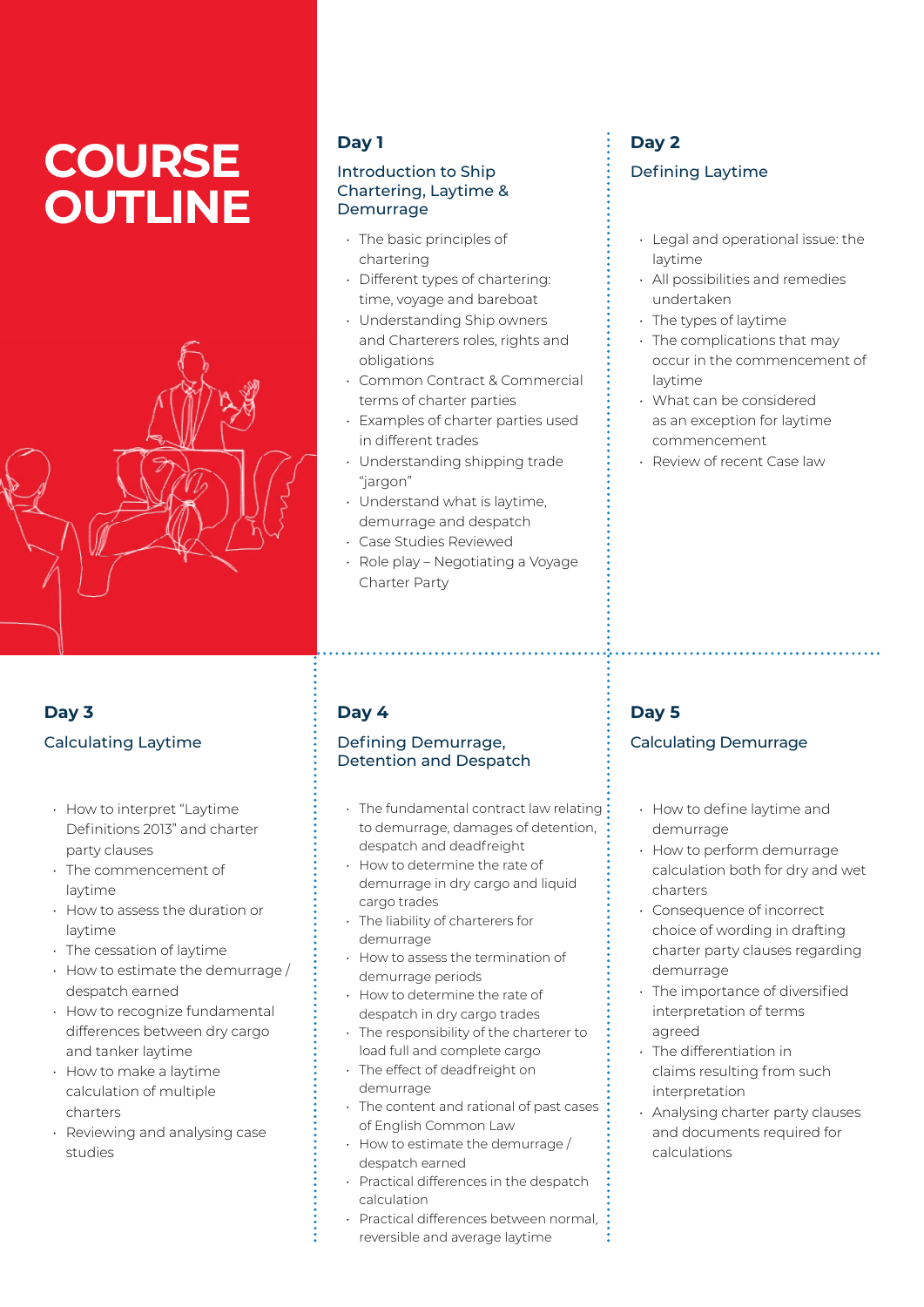# COURSE OUTLINE

## Day 1

### Introduction to Ship Chartering, Laytime & Demurrage

- The basic principles of chartering
- Different types of chartering: time, voyage and bareboat
- Understanding Ship owners and Charterers roles, rights and obligations
- Common Contract & Commercial terms of charter parties
- Examples of charter parties used in different trades
- Understanding shipping trade "jargon"
- Understand what is laytime, demurrage and despatch
- Case Studies Reviewed
- Role play – Negotiating a Voyage Charter Party

## Day 2

### Defining Laytime

- Legal and operational issue: the laytime
- All possibilities and remedies undertaken
- The types of laytime
- The complications that may occur in the commencement of laytime
- What can be considered as an exception for laytime commencement
- Review of recent Case law

## Day 3

### Calculating Laytime

- How to interpret "Laytime Definitions 2013" and charter party clauses
- The commencement of laytime
- How to assess the duration or laytime
- The cessation of laytime
- How to estimate the demurrage / despatch earned
- How to recognize fundamental differences between dry cargo and tanker laytime
- How to make a laytime calculation of multiple charters
- Reviewing and analysing case studies

## Day 4

### Defining Demurrage, Detention and Despatch

- The fundamental contract law relating to demurrage, damages of detention, despatch and deadfreight
- How to determine the rate of demurrage in dry cargo and liquid cargo trades
- The liability of charterers for demurrage
- How to assess the termination of demurrage periods
- How to determine the rate of despatch in dry cargo trades
- The responsibility of the charterer to load full and complete cargo
- The effect of deadfreight on demurrage
- The content and rational of past cases of English Common Law
- How to estimate the demurrage / despatch earned
- Practical differences in the despatch calculation
- Practical differences between normal, reversible and average laytime

## Day 5

### Calculating Demurrage

- How to define laytime and demurrage
- How to perform demurrage calculation both for dry and wet charters
- Consequence of incorrect choice of wording in drafting charter party clauses regarding demurrage
- The importance of diversified interpretation of terms agreed
- The differentiation in claims resulting from such interpretation
- Analysing charter party clauses and documents required for calculations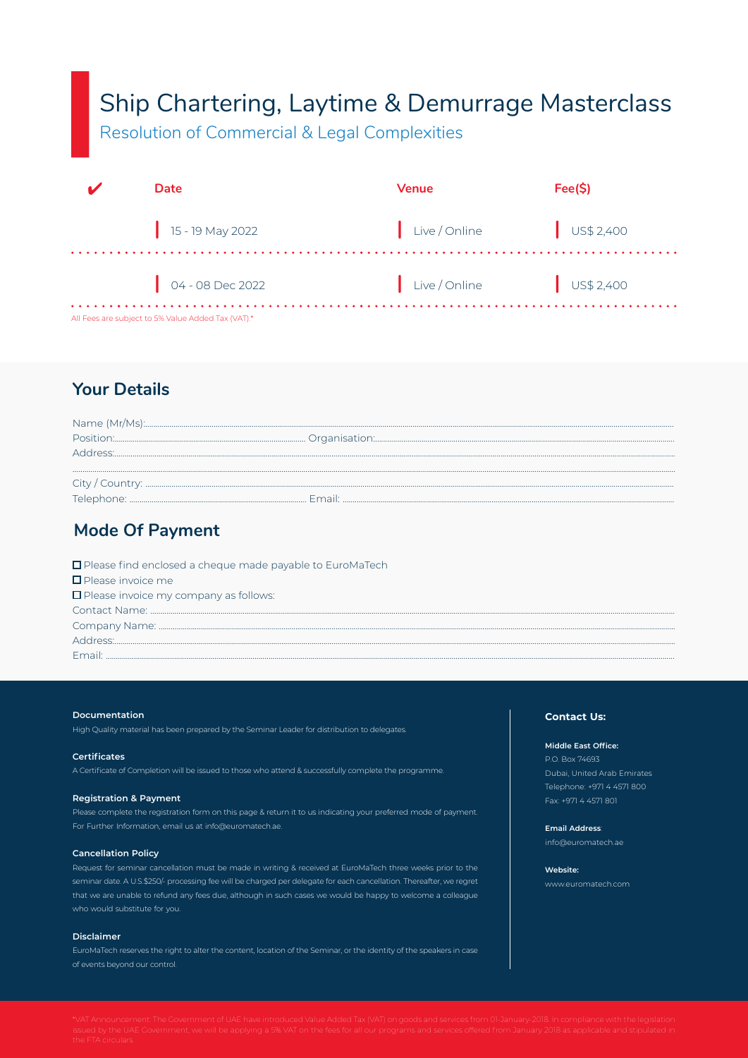# Ship Chartering, Laytime & Demurrage Masterclass

## Resolution of Commercial & Legal Complexities

| ✔ | Date | Venue | Fee($) |
|---|---|---|---|
| | 15 - 19 May 2022 | Live / Online | US$ 2,400 |
| | 04 - 08 Dec 2022 | Live / Online | US$ 2,400 |

All Fees are subject to 5% Value Added Tax (VAT).*

## Your Details

Name (Mr/Ms):.....................................................................................................

Position:........................................ Organisation:.........................................

Address:.............................................................................................................

.............................................................................................................................

City / Country: ..................................................................................................

Telephone: ........................................ Email: .....................................................

## Mode Of Payment

☐ Please find enclosed a cheque made payable to EuroMaTech

☐ Please invoice me

☐ Please invoice my company as follows:

Contact Name: ..................................................................................................

Company Name: ...............................................................................................

Address:.............................................................................................................

Email: ................................................................................................................

**Documentation**

High Quality material has been prepared by the Seminar Leader for distribution to delegates.

**Certificates**

A Certificate of Completion will be issued to those who attend & successfully complete the programme.

**Registration & Payment**

Please complete the registration form on this page & return it to us indicating your preferred mode of payment. For Further Information, email us at info@euromatech.ae.

**Cancellation Policy**

Request for seminar cancellation must be made in writing & received at EuroMaTech three weeks prior to the seminar date. A U.S.$250/- processing fee will be charged per delegate for each cancellation. Thereafter, we regret that we are unable to refund any fees due, although in such cases we would be happy to welcome a colleague who would substitute for you.

**Disclaimer**

EuroMaTech reserves the right to alter the content, location of the Seminar, or the identity of the speakers in case of events beyond our control.

**Contact Us:**

**Middle East Office:**
P.O. Box 74693
Dubai, United Arab Emirates
Telephone: +971 4 4571 800
Fax: +971 4 4571 801

**Email Address**
info@euromatech.ae

**Website:**
www.euromatech.com

*VAT Announcement: The Government of UAE have introduced Value Added Tax (VAT) on goods and services from 01-January-2018. In compliance with the legislation issued by the UAE Government, we will be applying a 5% VAT on the fees for all our programs and services offered from January 2018 as applicable and stipulated in the FTA circulars.